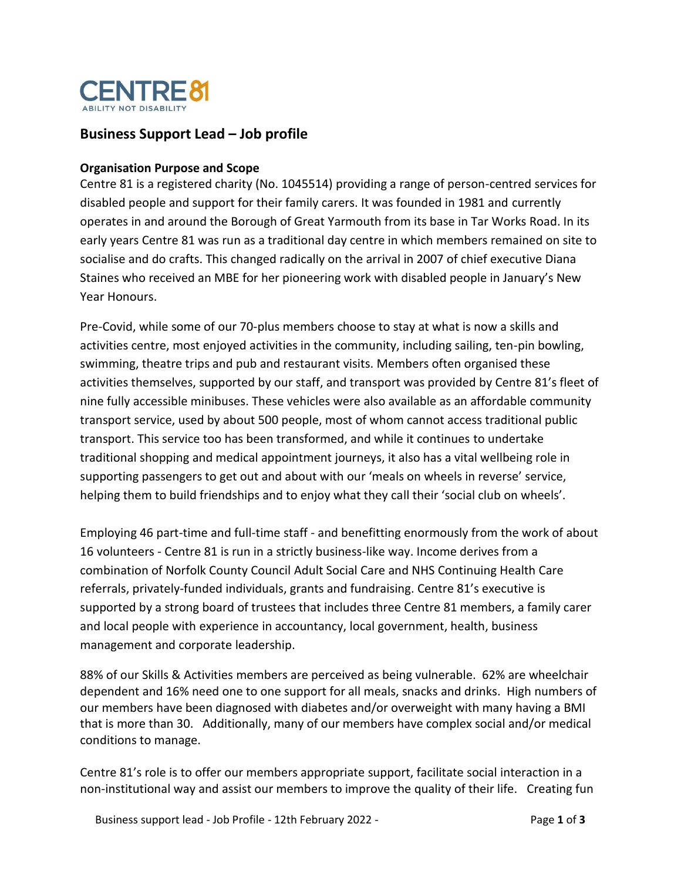CENTRE 81
ABILITY NOT DISABILITY

# Business Support Lead – Job profile

**Organisation Purpose and Scope**

Centre 81 is a registered charity (No. 1045514) providing a range of person-centred services for disabled people and support for their family carers. It was founded in 1981 and currently operates in and around the Borough of Great Yarmouth from its base in Tar Works Road. In its early years Centre 81 was run as a traditional day centre in which members remained on site to socialise and do crafts. This changed radically on the arrival in 2007 of chief executive Diana Staines who received an MBE for her pioneering work with disabled people in January's New Year Honours.

Pre-Covid, while some of our 70-plus members choose to stay at what is now a skills and activities centre, most enjoyed activities in the community, including sailing, ten-pin bowling, swimming, theatre trips and pub and restaurant visits. Members often organised these activities themselves, supported by our staff, and transport was provided by Centre 81's fleet of nine fully accessible minibuses. These vehicles were also available as an affordable community transport service, used by about 500 people, most of whom cannot access traditional public transport. This service too has been transformed, and while it continues to undertake traditional shopping and medical appointment journeys, it also has a vital wellbeing role in supporting passengers to get out and about with our 'meals on wheels in reverse' service, helping them to build friendships and to enjoy what they call their 'social club on wheels'.

Employing 46 part-time and full-time staff - and benefitting enormously from the work of about 16 volunteers - Centre 81 is run in a strictly business-like way. Income derives from a combination of Norfolk County Council Adult Social Care and NHS Continuing Health Care referrals, privately-funded individuals, grants and fundraising. Centre 81's executive is supported by a strong board of trustees that includes three Centre 81 members, a family carer and local people with experience in accountancy, local government, health, business management and corporate leadership.

88% of our Skills & Activities members are perceived as being vulnerable. 62% are wheelchair dependent and 16% need one to one support for all meals, snacks and drinks. High numbers of our members have been diagnosed with diabetes and/or overweight with many having a BMI that is more than 30. Additionally, many of our members have complex social and/or medical conditions to manage.

Centre 81's role is to offer our members appropriate support, facilitate social interaction in a non-institutional way and assist our members to improve the quality of their life. Creating fun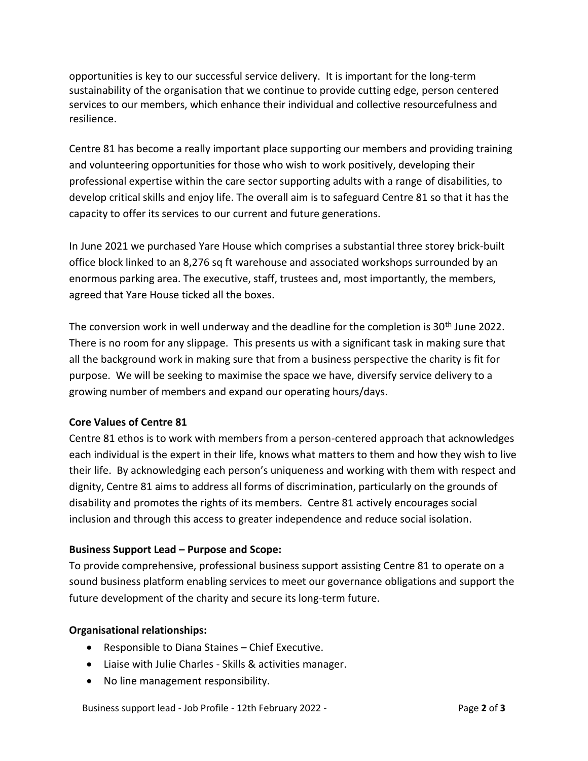opportunities is key to our successful service delivery. It is important for the long-term sustainability of the organisation that we continue to provide cutting edge, person centered services to our members, which enhance their individual and collective resourcefulness and resilience.

Centre 81 has become a really important place supporting our members and providing training and volunteering opportunities for those who wish to work positively, developing their professional expertise within the care sector supporting adults with a range of disabilities, to develop critical skills and enjoy life. The overall aim is to safeguard Centre 81 so that it has the capacity to offer its services to our current and future generations.

In June 2021 we purchased Yare House which comprises a substantial three storey brick-built office block linked to an 8,276 sq ft warehouse and associated workshops surrounded by an enormous parking area. The executive, staff, trustees and, most importantly, the members, agreed that Yare House ticked all the boxes.

The conversion work in well underway and the deadline for the completion is 30th June 2022. There is no room for any slippage. This presents us with a significant task in making sure that all the background work in making sure that from a business perspective the charity is fit for purpose. We will be seeking to maximise the space we have, diversify service delivery to a growing number of members and expand our operating hours/days.

**Core Values of Centre 81**

Centre 81 ethos is to work with members from a person-centered approach that acknowledges each individual is the expert in their life, knows what matters to them and how they wish to live their life. By acknowledging each person's uniqueness and working with them with respect and dignity, Centre 81 aims to address all forms of discrimination, particularly on the grounds of disability and promotes the rights of its members. Centre 81 actively encourages social inclusion and through this access to greater independence and reduce social isolation.

**Business Support Lead – Purpose and Scope:**

To provide comprehensive, professional business support assisting Centre 81 to operate on a sound business platform enabling services to meet our governance obligations and support the future development of the charity and secure its long-term future.

**Organisational relationships:**

- Responsible to Diana Staines – Chief Executive.
- Liaise with Julie Charles - Skills & activities manager.
- No line management responsibility.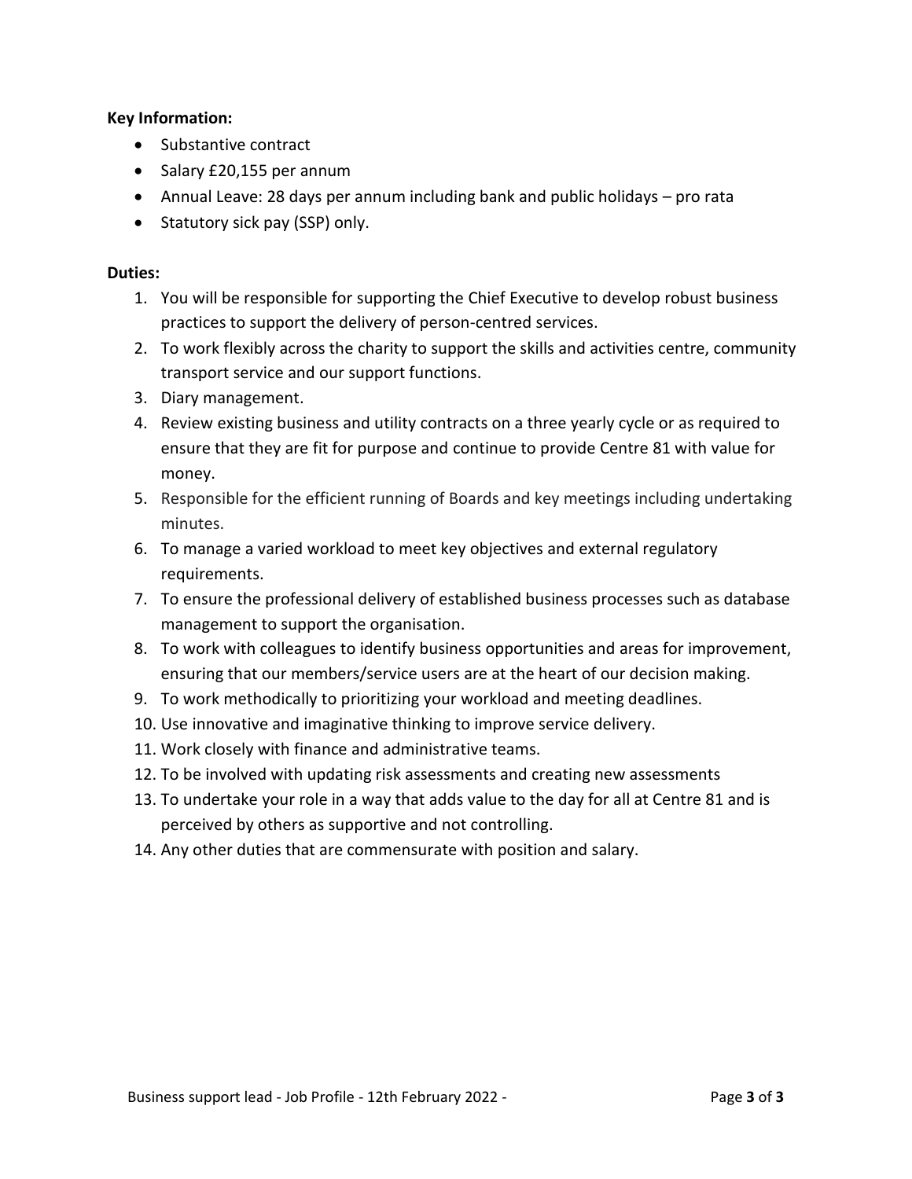**Key Information:**

- Substantive contract
- Salary £20,155 per annum
- Annual Leave: 28 days per annum including bank and public holidays – pro rata
- Statutory sick pay (SSP) only.

**Duties:**

1. You will be responsible for supporting the Chief Executive to develop robust business practices to support the delivery of person-centred services.
2. To work flexibly across the charity to support the skills and activities centre, community transport service and our support functions.
3. Diary management.
4. Review existing business and utility contracts on a three yearly cycle or as required to ensure that they are fit for purpose and continue to provide Centre 81 with value for money.
5. Responsible for the efficient running of Boards and key meetings including undertaking minutes.
6. To manage a varied workload to meet key objectives and external regulatory requirements.
7. To ensure the professional delivery of established business processes such as database management to support the organisation.
8. To work with colleagues to identify business opportunities and areas for improvement, ensuring that our members/service users are at the heart of our decision making.
9. To work methodically to prioritizing your workload and meeting deadlines.
10. Use innovative and imaginative thinking to improve service delivery.
11. Work closely with finance and administrative teams.
12. To be involved with updating risk assessments and creating new assessments
13. To undertake your role in a way that adds value to the day for all at Centre 81 and is perceived by others as supportive and not controlling.
14. Any other duties that are commensurate with position and salary.